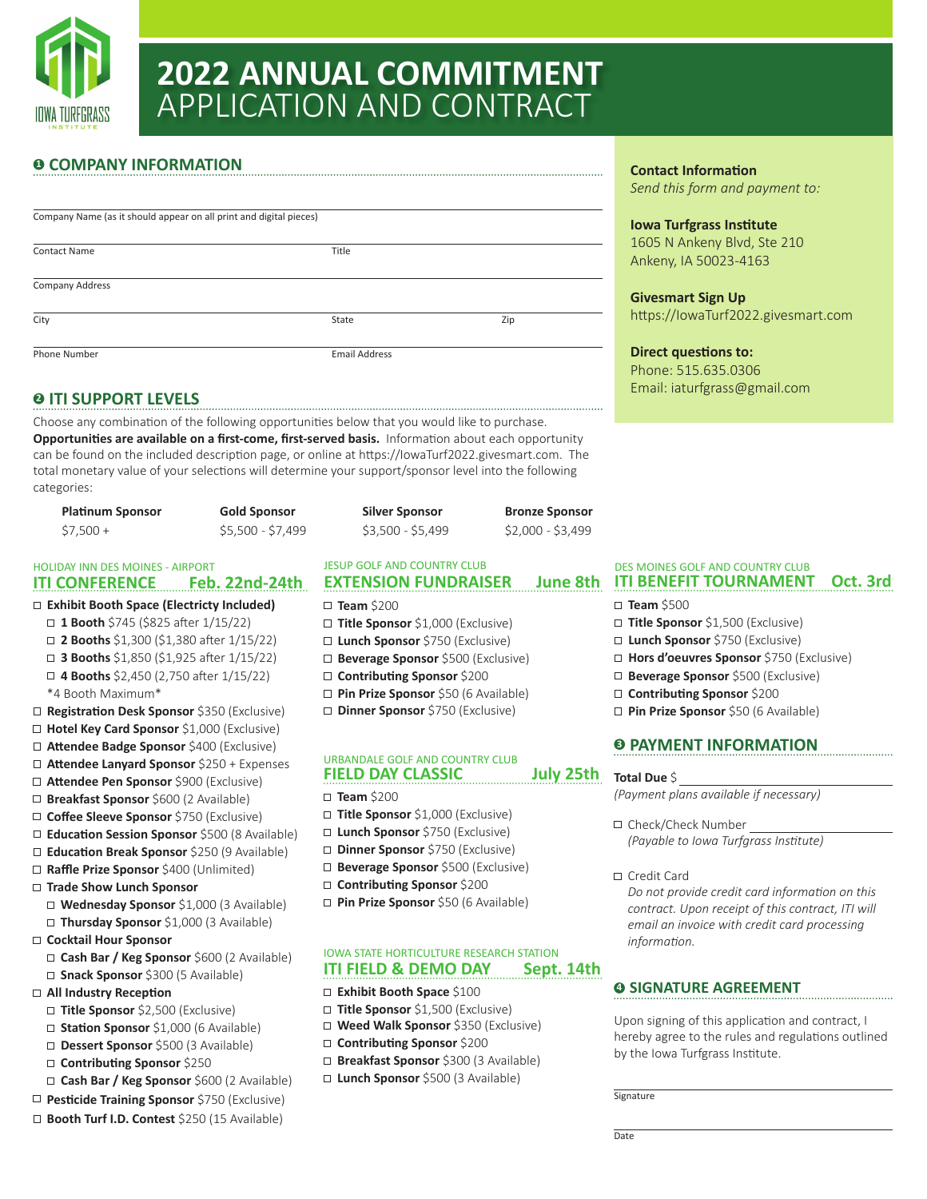# 2022 ANNUAL COMMITMENT APPLICATION AND CONTRACT

## ❶ COMPANY INFORMATION

Company Name (as it should appear on all print and digital pieces)

Contact Name | Title

Company Address

City | State | Zip

Phone Number | Email Address

## ❷ ITI SUPPORT LEVELS

Choose any combination of the following opportunities below that you would like to purchase. **Opportunities are available on a first-come, first-served basis.** Information about each opportunity can be found on the included description page, or online at https://IowaTurf2022.givesmart.com. The total monetary value of your selections will determine your support/sponsor level into the following categories:

| Platinum Sponsor | Gold Sponsor | Silver Sponsor | Bronze Sponsor |
|---|---|---|---|
| $7,500 + | $5,500 - $7,499 | $3,500 - $5,499 | $2,000 - $3,499 |

HOLIDAY INN DES MOINES - AIRPORT

### ITI CONFERENCE Feb. 22nd-24th

- ☐ **Exhibit Booth Space (Electricty Included)**
  - ☐ **1 Booth** $745 ($825 after 1/15/22)
  - ☐ **2 Booths** $1,300 ($1,380 after 1/15/22)
  - ☐ **3 Booths** $1,850 ($1,925 after 1/15/22)
  - ☐ **4 Booths** $2,450 (2,750 after 1/15/22)
  - *4 Booth Maximum*
- ☐ **Registration Desk Sponsor** $350 (Exclusive)
- ☐ **Hotel Key Card Sponsor** $1,000 (Exclusive)
- ☐ **Attendee Badge Sponsor** $400 (Exclusive)
- ☐ **Attendee Lanyard Sponsor** $250 + Expenses
- ☐ **Attendee Pen Sponsor** $900 (Exclusive)
- ☐ **Breakfast Sponsor** $600 (2 Available)
- ☐ **Coffee Sleeve Sponsor** $750 (Exclusive)
- ☐ **Education Session Sponsor** $500 (8 Available)
- ☐ **Education Break Sponsor** $250 (9 Available)
- ☐ **Raffle Prize Sponsor** $400 (Unlimited)
- ☐ **Trade Show Lunch Sponsor**
  - ☐ **Wednesday Sponsor** $1,000 (3 Available)
  - ☐ **Thursday Sponsor** $1,000 (3 Available)
- ☐ **Cocktail Hour Sponsor**
  - ☐ **Cash Bar / Keg Sponsor** $600 (2 Available)
  - ☐ **Snack Sponsor** $300 (5 Available)
- ☐ **All Industry Reception**
  - ☐ **Title Sponsor** $2,500 (Exclusive)
  - ☐ **Station Sponsor** $1,000 (6 Available)
  - ☐ **Dessert Sponsor** $500 (3 Available)
  - ☐ **Contributing Sponsor** $250
  - ☐ **Cash Bar / Keg Sponsor** $600 (2 Available)
- ☐ **Pesticide Training Sponsor** $750 (Exclusive)
- ☐ **Booth Turf I.D. Contest** $250 (15 Available)

JESUP GOLF AND COUNTRY CLUB

### EXTENSION FUNDRAISER June 8th

- ☐ **Team** $200
- ☐ **Title Sponsor** $1,000 (Exclusive)
- ☐ **Lunch Sponsor** $750 (Exclusive)
- ☐ **Beverage Sponsor** $500 (Exclusive)
- ☐ **Contributing Sponsor** $200
- ☐ **Pin Prize Sponsor** $50 (6 Available)
- ☐ **Dinner Sponsor** $750 (Exclusive)

URBANDALE GOLF AND COUNTRY CLUB

### FIELD DAY CLASSIC July 25th

- ☐ **Team** $200
- ☐ **Title Sponsor** $1,000 (Exclusive)
- ☐ **Lunch Sponsor** $750 (Exclusive)
- ☐ **Dinner Sponsor** $750 (Exclusive)
- ☐ **Beverage Sponsor** $500 (Exclusive)
- ☐ **Contributing Sponsor** $200
- ☐ **Pin Prize Sponsor** $50 (6 Available)

IOWA STATE HORTICULTURE RESEARCH STATION

### ITI FIELD & DEMO DAY Sept. 14th

- ☐ **Exhibit Booth Space** $100
- ☐ **Title Sponsor** $1,500 (Exclusive)
- ☐ **Weed Walk Sponsor** $350 (Exclusive)
- ☐ **Contributing Sponsor** $200
- ☐ **Breakfast Sponsor** $300 (3 Available)
- ☐ **Lunch Sponsor** $500 (3 Available)

DES MOINES GOLF AND COUNTRY CLUB

### ITI BENEFIT TOURNAMENT Oct. 3rd

- ☐ **Team** $500
- ☐ **Title Sponsor** $1,500 (Exclusive)
- ☐ **Lunch Sponsor** $750 (Exclusive)
- ☐ **Hors d'oeuvres Sponsor** $750 (Exclusive)
- ☐ **Beverage Sponsor** $500 (Exclusive)
- ☐ **Contributing Sponsor** $200
- ☐ **Pin Prize Sponsor** $50 (6 Available)

**Contact Information**

*Send this form and payment to:*

**Iowa Turfgrass Institute**
1605 N Ankeny Blvd, Ste 210
Ankeny, IA 50023-4163

**Givesmart Sign Up**
https://IowaTurf2022.givesmart.com

**Direct questions to:**
Phone: 515.635.0306
Email: iaturfgrass@gmail.com

## ❸ PAYMENT INFORMATION

**Total Due** $ ____________

*(Payment plans available if necessary)*

☐ Check/Check Number ____________
*(Payable to Iowa Turfgrass Institute)*

☐ Credit Card
*Do not provide credit card information on this contract. Upon receipt of this contract, ITI will email an invoice with credit card processing information.*

## ❹ SIGNATURE AGREEMENT

Upon signing of this application and contract, I hereby agree to the rules and regulations outlined by the Iowa Turfgrass Institute.

Signature

Date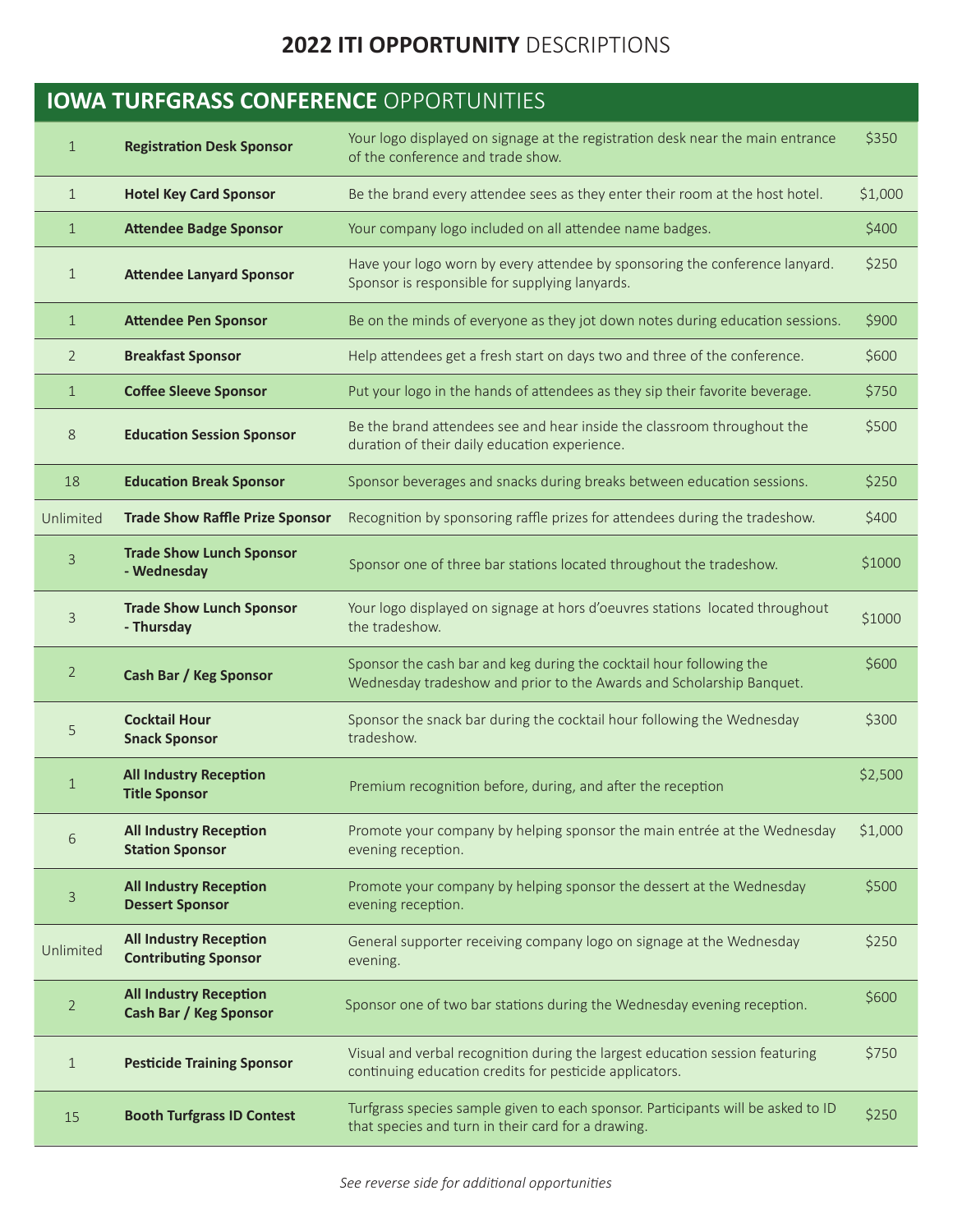# 2022 ITI OPPORTUNITY DESCRIPTIONS

## IOWA TURFGRASS CONFERENCE OPPORTUNITIES

| Qty | Opportunity | Description | Price |
|---|---|---|---|
| 1 | **Registration Desk Sponsor** | Your logo displayed on signage at the registration desk near the main entrance of the conference and trade show. | $350 |
| 1 | **Hotel Key Card Sponsor** | Be the brand every attendee sees as they enter their room at the host hotel. | $1,000 |
| 1 | **Attendee Badge Sponsor** | Your company logo included on all attendee name badges. | $400 |
| 1 | **Attendee Lanyard Sponsor** | Have your logo worn by every attendee by sponsoring the conference lanyard. Sponsor is responsible for supplying lanyards. | $250 |
| 1 | **Attendee Pen Sponsor** | Be on the minds of everyone as they jot down notes during education sessions. | $900 |
| 2 | **Breakfast Sponsor** | Help attendees get a fresh start on days two and three of the conference. | $600 |
| 1 | **Coffee Sleeve Sponsor** | Put your logo in the hands of attendees as they sip their favorite beverage. | $750 |
| 8 | **Education Session Sponsor** | Be the brand attendees see and hear inside the classroom throughout the duration of their daily education experience. | $500 |
| 18 | **Education Break Sponsor** | Sponsor beverages and snacks during breaks between education sessions. | $250 |
| Unlimited | **Trade Show Raffle Prize Sponsor** | Recognition by sponsoring raffle prizes for attendees during the tradeshow. | $400 |
| 3 | **Trade Show Lunch Sponsor - Wednesday** | Sponsor one of three bar stations located throughout the tradeshow. | $1000 |
| 3 | **Trade Show Lunch Sponsor - Thursday** | Your logo displayed on signage at hors d'oeuvres stations located throughout the tradeshow. | $1000 |
| 2 | **Cash Bar / Keg Sponsor** | Sponsor the cash bar and keg during the cocktail hour following the Wednesday tradeshow and prior to the Awards and Scholarship Banquet. | $600 |
| 5 | **Cocktail Hour Snack Sponsor** | Sponsor the snack bar during the cocktail hour following the Wednesday tradeshow. | $300 |
| 1 | **All Industry Reception Title Sponsor** | Premium recognition before, during, and after the reception | $2,500 |
| 6 | **All Industry Reception Station Sponsor** | Promote your company by helping sponsor the main entrée at the Wednesday evening reception. | $1,000 |
| 3 | **All Industry Reception Dessert Sponsor** | Promote your company by helping sponsor the dessert at the Wednesday evening reception. | $500 |
| Unlimited | **All Industry Reception Contributing Sponsor** | General supporter receiving company logo on signage at the Wednesday evening. | $250 |
| 2 | **All Industry Reception Cash Bar / Keg Sponsor** | Sponsor one of two bar stations during the Wednesday evening reception. | $600 |
| 1 | **Pesticide Training Sponsor** | Visual and verbal recognition during the largest education session featuring continuing education credits for pesticide applicators. | $750 |
| 15 | **Booth Turfgrass ID Contest** | Turfgrass species sample given to each sponsor. Participants will be asked to ID that species and turn in their card for a drawing. | $250 |

*See reverse side for additional opportunities*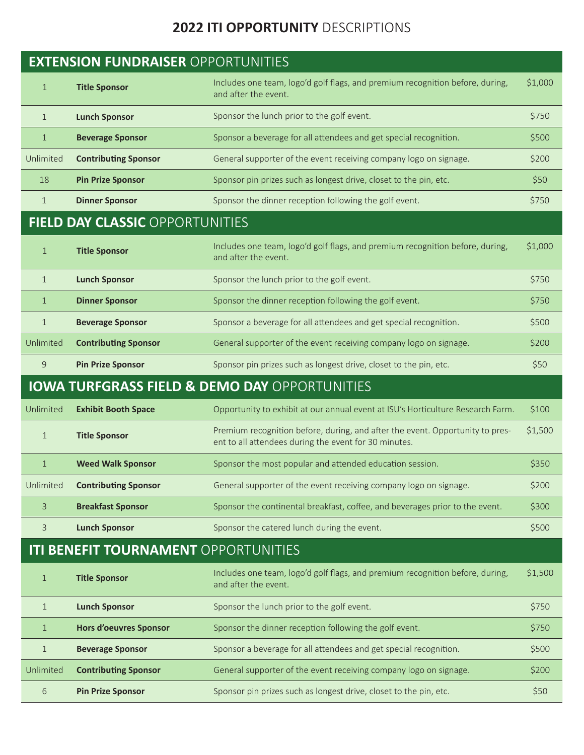# 2022 ITI OPPORTUNITY DESCRIPTIONS

## EXTENSION FUNDRAISER OPPORTUNITIES

| | | | |
|---|---|---|---|
| 1 | **Title Sponsor** | Includes one team, logo'd golf flags, and premium recognition before, during, and after the event. | $1,000 |
| 1 | **Lunch Sponsor** | Sponsor the lunch prior to the golf event. | $750 |
| 1 | **Beverage Sponsor** | Sponsor a beverage for all attendees and get special recognition. | $500 |
| Unlimited | **Contributing Sponsor** | General supporter of the event receiving company logo on signage. | $200 |
| 18 | **Pin Prize Sponsor** | Sponsor pin prizes such as longest drive, closet to the pin, etc. | $50 |
| 1 | **Dinner Sponsor** | Sponsor the dinner reception following the golf event. | $750 |

## FIELD DAY CLASSIC OPPORTUNITIES

| | | | |
|---|---|---|---|
| 1 | **Title Sponsor** | Includes one team, logo'd golf flags, and premium recognition before, during, and after the event. | $1,000 |
| 1 | **Lunch Sponsor** | Sponsor the lunch prior to the golf event. | $750 |
| 1 | **Dinner Sponsor** | Sponsor the dinner reception following the golf event. | $750 |
| 1 | **Beverage Sponsor** | Sponsor a beverage for all attendees and get special recognition. | $500 |
| Unlimited | **Contributing Sponsor** | General supporter of the event receiving company logo on signage. | $200 |
| 9 | **Pin Prize Sponsor** | Sponsor pin prizes such as longest drive, closet to the pin, etc. | $50 |

## IOWA TURFGRASS FIELD & DEMO DAY OPPORTUNITIES

| | | | |
|---|---|---|---|
| Unlimited | **Exhibit Booth Space** | Opportunity to exhibit at our annual event at ISU's Horticulture Research Farm. | $100 |
| 1 | **Title Sponsor** | Premium recognition before, during, and after the event. Opportunity to present to all attendees during the event for 30 minutes. | $1,500 |
| 1 | **Weed Walk Sponsor** | Sponsor the most popular and attended education session. | $350 |
| Unlimited | **Contributing Sponsor** | General supporter of the event receiving company logo on signage. | $200 |
| 3 | **Breakfast Sponsor** | Sponsor the continental breakfast, coffee, and beverages prior to the event. | $300 |
| 3 | **Lunch Sponsor** | Sponsor the catered lunch during the event. | $500 |

## ITI BENEFIT TOURNAMENT OPPORTUNITIES

| | | | |
|---|---|---|---|
| 1 | **Title Sponsor** | Includes one team, logo'd golf flags, and premium recognition before, during, and after the event. | $1,500 |
| 1 | **Lunch Sponsor** | Sponsor the lunch prior to the golf event. | $750 |
| 1 | **Hors d'oeuvres Sponsor** | Sponsor the dinner reception following the golf event. | $750 |
| 1 | **Beverage Sponsor** | Sponsor a beverage for all attendees and get special recognition. | $500 |
| Unlimited | **Contributing Sponsor** | General supporter of the event receiving company logo on signage. | $200 |
| 6 | **Pin Prize Sponsor** | Sponsor pin prizes such as longest drive, closet to the pin, etc. | $50 |